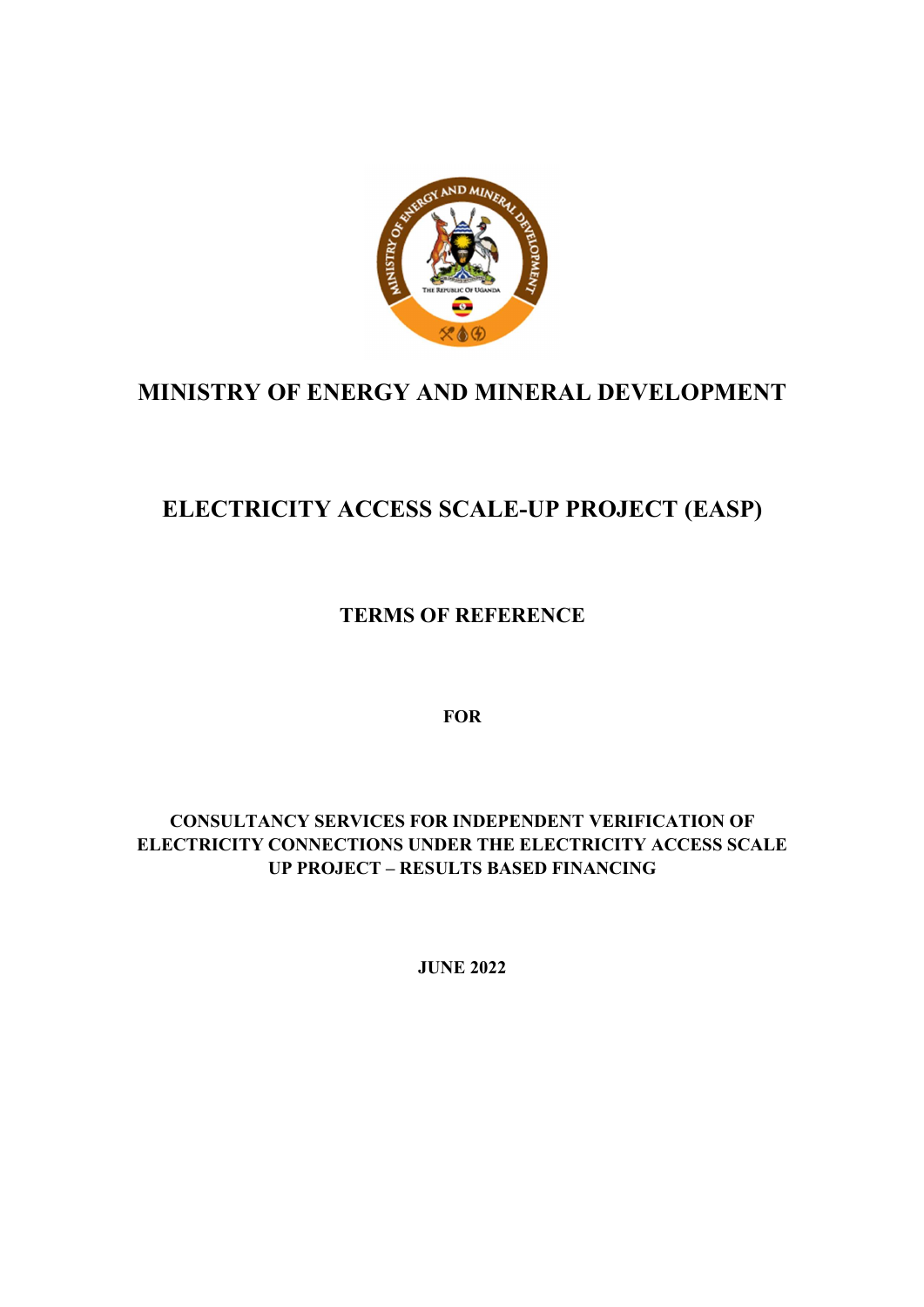# MINISTRY OF ENERGY AND MINERAL DEVELOPMENT

# ELECTRICITY ACCESS SCALE-UP PROJECT (EASP)

## TERMS OF REFERENCE

**FOR**

**CONSULTANCY SERVICES FOR INDEPENDENT VERIFICATION OF ELECTRICITY CONNECTIONS UNDER THE ELECTRICITY ACCESS SCALE UP PROJECT – RESULTS BASED FINANCING**

**JUNE 2022**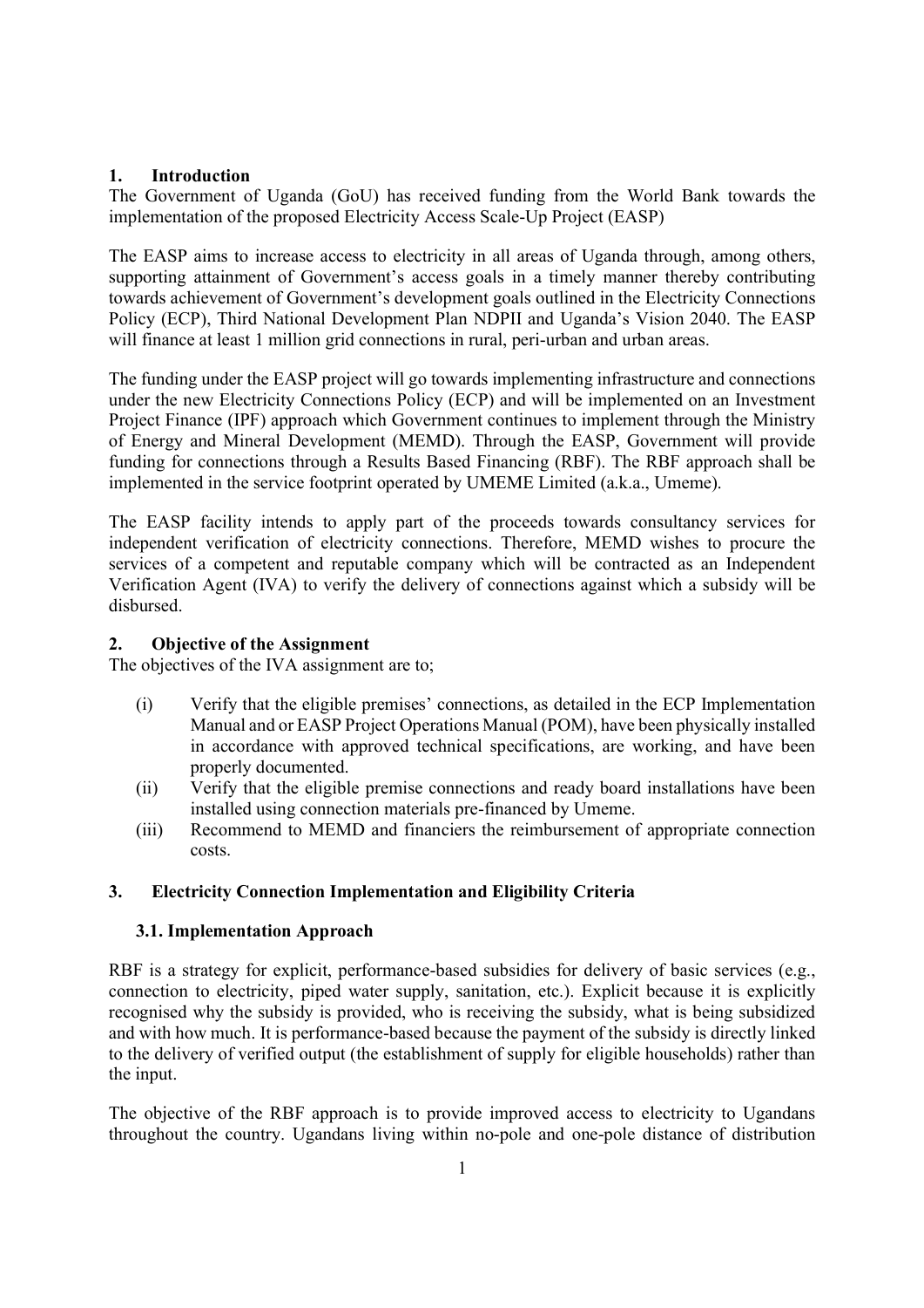## 1. Introduction

The Government of Uganda (GoU) has received funding from the World Bank towards the implementation of the proposed Electricity Access Scale-Up Project (EASP)

The EASP aims to increase access to electricity in all areas of Uganda through, among others, supporting attainment of Government's access goals in a timely manner thereby contributing towards achievement of Government's development goals outlined in the Electricity Connections Policy (ECP), Third National Development Plan NDPII and Uganda's Vision 2040. The EASP will finance at least 1 million grid connections in rural, peri-urban and urban areas.

The funding under the EASP project will go towards implementing infrastructure and connections under the new Electricity Connections Policy (ECP) and will be implemented on an Investment Project Finance (IPF) approach which Government continues to implement through the Ministry of Energy and Mineral Development (MEMD). Through the EASP, Government will provide funding for connections through a Results Based Financing (RBF). The RBF approach shall be implemented in the service footprint operated by UMEME Limited (a.k.a., Umeme).

The EASP facility intends to apply part of the proceeds towards consultancy services for independent verification of electricity connections. Therefore, MEMD wishes to procure the services of a competent and reputable company which will be contracted as an Independent Verification Agent (IVA) to verify the delivery of connections against which a subsidy will be disbursed.

## 2. Objective of the Assignment

The objectives of the IVA assignment are to;

(i) Verify that the eligible premises' connections, as detailed in the ECP Implementation Manual and or EASP Project Operations Manual (POM), have been physically installed in accordance with approved technical specifications, are working, and have been properly documented.

(ii) Verify that the eligible premise connections and ready board installations have been installed using connection materials pre-financed by Umeme.

(iii) Recommend to MEMD and financiers the reimbursement of appropriate connection costs.

## 3. Electricity Connection Implementation and Eligibility Criteria

### 3.1. Implementation Approach

RBF is a strategy for explicit, performance-based subsidies for delivery of basic services (e.g., connection to electricity, piped water supply, sanitation, etc.). Explicit because it is explicitly recognised why the subsidy is provided, who is receiving the subsidy, what is being subsidized and with how much. It is performance-based because the payment of the subsidy is directly linked to the delivery of verified output (the establishment of supply for eligible households) rather than the input.

The objective of the RBF approach is to provide improved access to electricity to Ugandans throughout the country. Ugandans living within no-pole and one-pole distance of distribution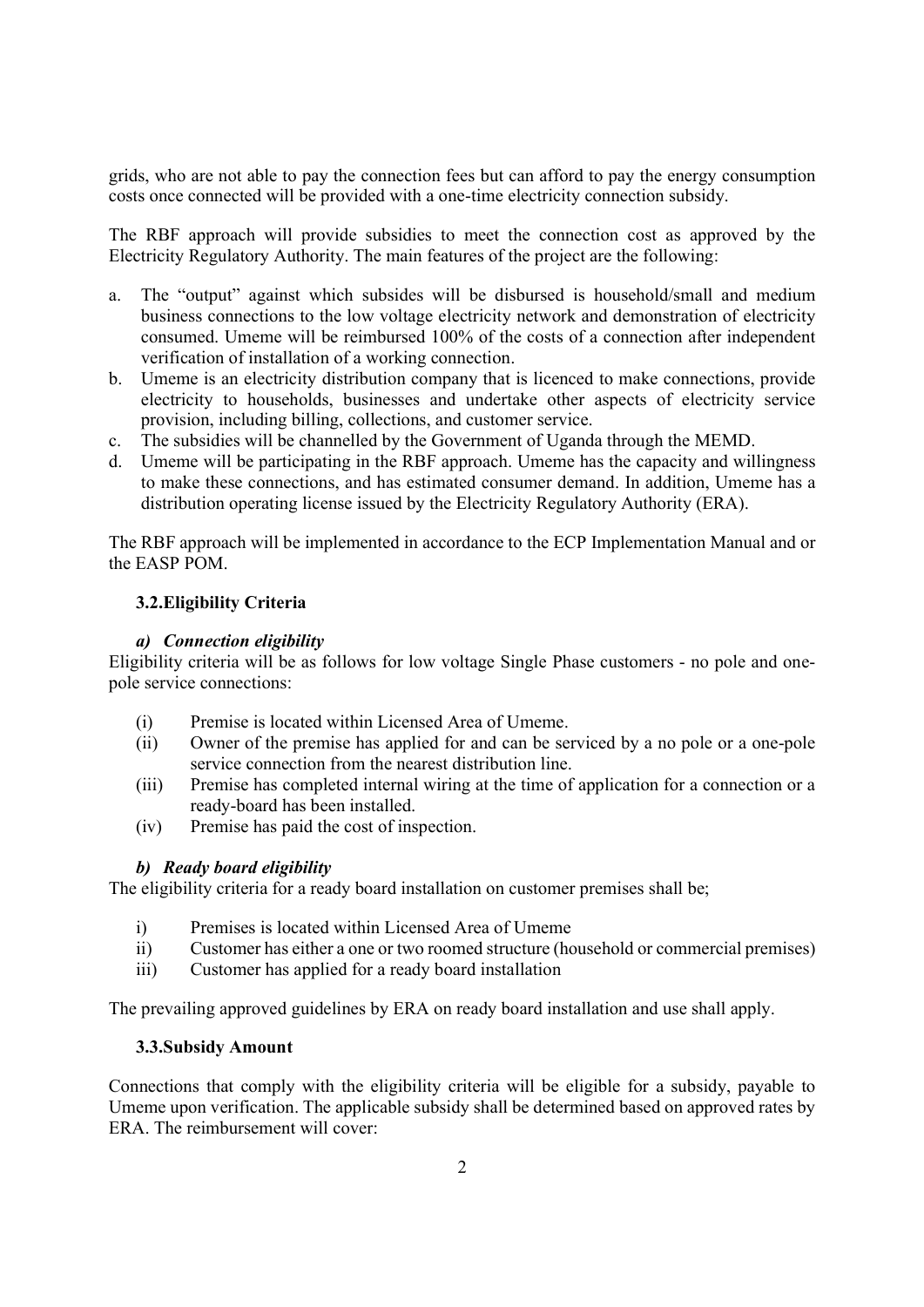grids, who are not able to pay the connection fees but can afford to pay the energy consumption costs once connected will be provided with a one-time electricity connection subsidy.

The RBF approach will provide subsidies to meet the connection cost as approved by the Electricity Regulatory Authority. The main features of the project are the following:

a. The "output" against which subsides will be disbursed is household/small and medium business connections to the low voltage electricity network and demonstration of electricity consumed. Umeme will be reimbursed 100% of the costs of a connection after independent verification of installation of a working connection.
b. Umeme is an electricity distribution company that is licenced to make connections, provide electricity to households, businesses and undertake other aspects of electricity service provision, including billing, collections, and customer service.
c. The subsidies will be channelled by the Government of Uganda through the MEMD.
d. Umeme will be participating in the RBF approach. Umeme has the capacity and willingness to make these connections, and has estimated consumer demand. In addition, Umeme has a distribution operating license issued by the Electricity Regulatory Authority (ERA).

The RBF approach will be implemented in accordance to the ECP Implementation Manual and or the EASP POM.

### 3.2.Eligibility Criteria

#### *a) Connection eligibility*

Eligibility criteria will be as follows for low voltage Single Phase customers - no pole and one-pole service connections:

(i) Premise is located within Licensed Area of Umeme.
(ii) Owner of the premise has applied for and can be serviced by a no pole or a one-pole service connection from the nearest distribution line.
(iii) Premise has completed internal wiring at the time of application for a connection or a ready-board has been installed.
(iv) Premise has paid the cost of inspection.

#### *b) Ready board eligibility*

The eligibility criteria for a ready board installation on customer premises shall be;

i) Premises is located within Licensed Area of Umeme
ii) Customer has either a one or two roomed structure (household or commercial premises)
iii) Customer has applied for a ready board installation

The prevailing approved guidelines by ERA on ready board installation and use shall apply.

### 3.3.Subsidy Amount

Connections that comply with the eligibility criteria will be eligible for a subsidy, payable to Umeme upon verification. The applicable subsidy shall be determined based on approved rates by ERA. The reimbursement will cover: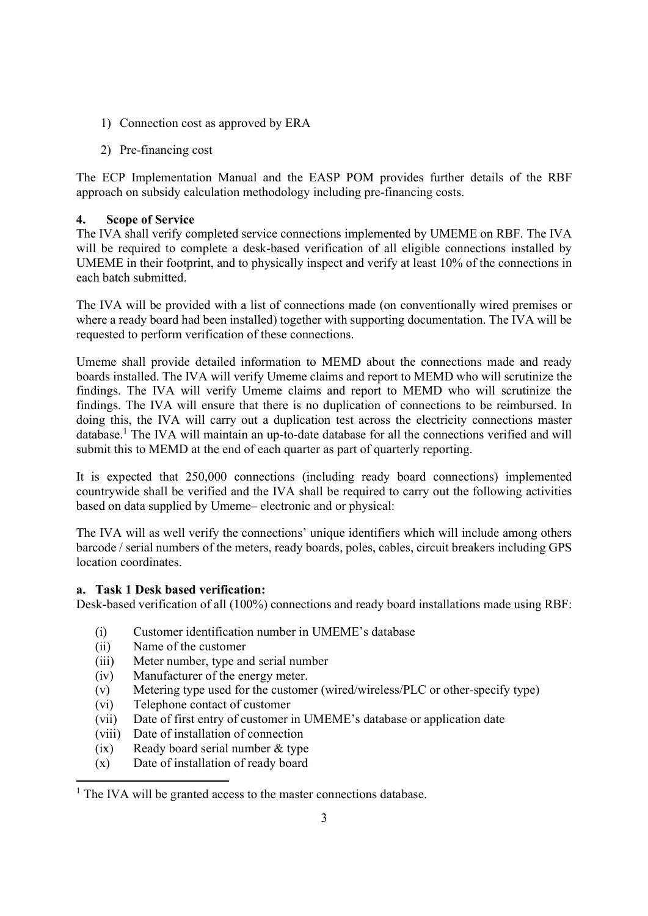1) Connection cost as approved by ERA

2) Pre-financing cost

The ECP Implementation Manual and the EASP POM provides further details of the RBF approach on subsidy calculation methodology including pre-financing costs.

## 4. Scope of Service

The IVA shall verify completed service connections implemented by UMEME on RBF. The IVA will be required to complete a desk-based verification of all eligible connections installed by UMEME in their footprint, and to physically inspect and verify at least 10% of the connections in each batch submitted.

The IVA will be provided with a list of connections made (on conventionally wired premises or where a ready board had been installed) together with supporting documentation. The IVA will be requested to perform verification of these connections.

Umeme shall provide detailed information to MEMD about the connections made and ready boards installed. The IVA will verify Umeme claims and report to MEMD who will scrutinize the findings. The IVA will verify Umeme claims and report to MEMD who will scrutinize the findings. The IVA will ensure that there is no duplication of connections to be reimbursed. In doing this, the IVA will carry out a duplication test across the electricity connections master database.[1] The IVA will maintain an up-to-date database for all the connections verified and will submit this to MEMD at the end of each quarter as part of quarterly reporting.

It is expected that 250,000 connections (including ready board connections) implemented countrywide shall be verified and the IVA shall be required to carry out the following activities based on data supplied by Umeme– electronic and or physical:

The IVA will as well verify the connections' unique identifiers which will include among others barcode / serial numbers of the meters, ready boards, poles, cables, circuit breakers including GPS location coordinates.

### a. Task 1 Desk based verification:

Desk-based verification of all (100%) connections and ready board installations made using RBF:

- (i) Customer identification number in UMEME's database
- (ii) Name of the customer
- (iii) Meter number, type and serial number
- (iv) Manufacturer of the energy meter.
- (v) Metering type used for the customer (wired/wireless/PLC or other-specify type)
- (vi) Telephone contact of customer
- (vii) Date of first entry of customer in UMEME's database or application date
- (viii) Date of installation of connection
- (ix) Ready board serial number & type
- (x) Date of installation of ready board

[1] The IVA will be granted access to the master connections database.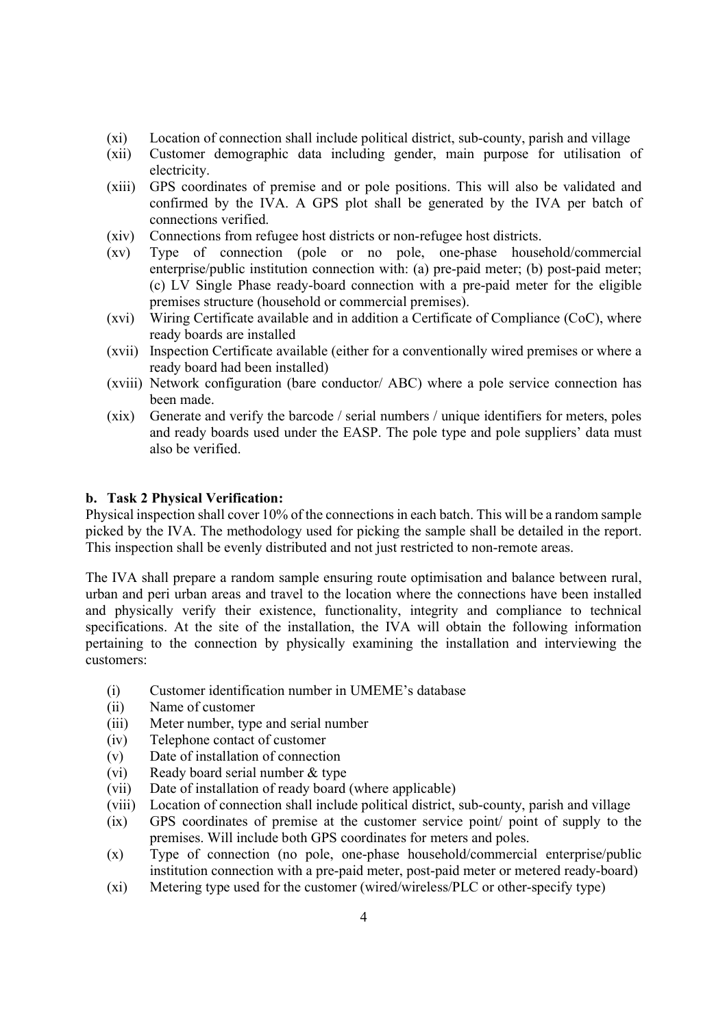(xi) Location of connection shall include political district, sub-county, parish and village

(xii) Customer demographic data including gender, main purpose for utilisation of electricity.

(xiii) GPS coordinates of premise and or pole positions. This will also be validated and confirmed by the IVA. A GPS plot shall be generated by the IVA per batch of connections verified.

(xiv) Connections from refugee host districts or non-refugee host districts.

(xv) Type of connection (pole or no pole, one-phase household/commercial enterprise/public institution connection with: (a) pre-paid meter; (b) post-paid meter; (c) LV Single Phase ready-board connection with a pre-paid meter for the eligible premises structure (household or commercial premises).

(xvi) Wiring Certificate available and in addition a Certificate of Compliance (CoC), where ready boards are installed

(xvii) Inspection Certificate available (either for a conventionally wired premises or where a ready board had been installed)

(xviii) Network configuration (bare conductor/ ABC) where a pole service connection has been made.

(xix) Generate and verify the barcode / serial numbers / unique identifiers for meters, poles and ready boards used under the EASP. The pole type and pole suppliers' data must also be verified.

### b. Task 2 Physical Verification:

Physical inspection shall cover 10% of the connections in each batch. This will be a random sample picked by the IVA. The methodology used for picking the sample shall be detailed in the report. This inspection shall be evenly distributed and not just restricted to non-remote areas.

The IVA shall prepare a random sample ensuring route optimisation and balance between rural, urban and peri urban areas and travel to the location where the connections have been installed and physically verify their existence, functionality, integrity and compliance to technical specifications. At the site of the installation, the IVA will obtain the following information pertaining to the connection by physically examining the installation and interviewing the customers:

(i) Customer identification number in UMEME's database

(ii) Name of customer

(iii) Meter number, type and serial number

(iv) Telephone contact of customer

(v) Date of installation of connection

(vi) Ready board serial number & type

(vii) Date of installation of ready board (where applicable)

(viii) Location of connection shall include political district, sub-county, parish and village

(ix) GPS coordinates of premise at the customer service point/ point of supply to the premises. Will include both GPS coordinates for meters and poles.

(x) Type of connection (no pole, one-phase household/commercial enterprise/public institution connection with a pre-paid meter, post-paid meter or metered ready-board)

(xi) Metering type used for the customer (wired/wireless/PLC or other-specify type)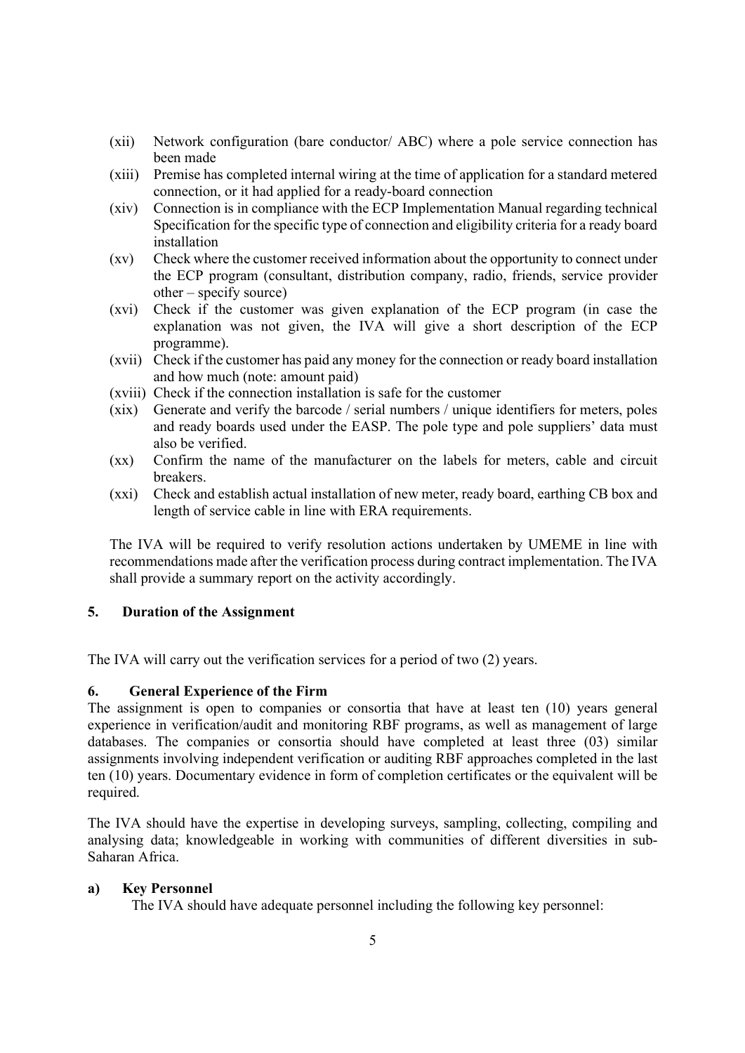(xii) Network configuration (bare conductor/ ABC) where a pole service connection has been made

(xiii) Premise has completed internal wiring at the time of application for a standard metered connection, or it had applied for a ready-board connection

(xiv) Connection is in compliance with the ECP Implementation Manual regarding technical Specification for the specific type of connection and eligibility criteria for a ready board installation

(xv) Check where the customer received information about the opportunity to connect under the ECP program (consultant, distribution company, radio, friends, service provider other – specify source)

(xvi) Check if the customer was given explanation of the ECP program (in case the explanation was not given, the IVA will give a short description of the ECP programme).

(xvii) Check if the customer has paid any money for the connection or ready board installation and how much (note: amount paid)

(xviii) Check if the connection installation is safe for the customer

(xix) Generate and verify the barcode / serial numbers / unique identifiers for meters, poles and ready boards used under the EASP. The pole type and pole suppliers' data must also be verified.

(xx) Confirm the name of the manufacturer on the labels for meters, cable and circuit breakers.

(xxi) Check and establish actual installation of new meter, ready board, earthing CB box and length of service cable in line with ERA requirements.

The IVA will be required to verify resolution actions undertaken by UMEME in line with recommendations made after the verification process during contract implementation. The IVA shall provide a summary report on the activity accordingly.

## 5. Duration of the Assignment

The IVA will carry out the verification services for a period of two (2) years.

## 6. General Experience of the Firm

The assignment is open to companies or consortia that have at least ten (10) years general experience in verification/audit and monitoring RBF programs, as well as management of large databases. The companies or consortia should have completed at least three (03) similar assignments involving independent verification or auditing RBF approaches completed in the last ten (10) years. Documentary evidence in form of completion certificates or the equivalent will be required.

The IVA should have the expertise in developing surveys, sampling, collecting, compiling and analysing data; knowledgeable in working with communities of different diversities in sub-Saharan Africa.

### a) Key Personnel

The IVA should have adequate personnel including the following key personnel: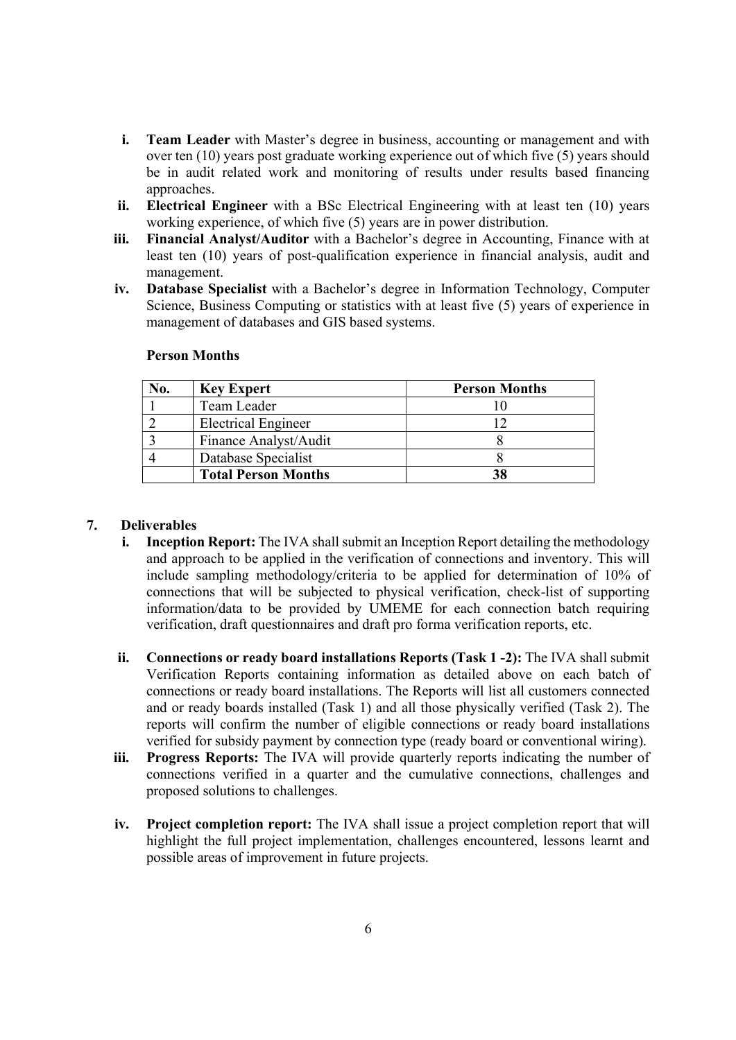i. **Team Leader** with Master's degree in business, accounting or management and with over ten (10) years post graduate working experience out of which five (5) years should be in audit related work and monitoring of results under results based financing approaches.

ii. **Electrical Engineer** with a BSc Electrical Engineering with at least ten (10) years working experience, of which five (5) years are in power distribution.

iii. **Financial Analyst/Auditor** with a Bachelor's degree in Accounting, Finance with at least ten (10) years of post-qualification experience in financial analysis, audit and management.

iv. **Database Specialist** with a Bachelor's degree in Information Technology, Computer Science, Business Computing or statistics with at least five (5) years of experience in management of databases and GIS based systems.

**Person Months**

| No. | Key Expert | Person Months |
|---|---|---|
| 1 | Team Leader | 10 |
| 2 | Electrical Engineer | 12 |
| 3 | Finance Analyst/Audit | 8 |
| 4 | Database Specialist | 8 |
| | **Total Person Months** | **38** |

## 7. Deliverables

i. **Inception Report:** The IVA shall submit an Inception Report detailing the methodology and approach to be applied in the verification of connections and inventory. This will include sampling methodology/criteria to be applied for determination of 10% of connections that will be subjected to physical verification, check-list of supporting information/data to be provided by UMEME for each connection batch requiring verification, draft questionnaires and draft pro forma verification reports, etc.

ii. **Connections or ready board installations Reports (Task 1 -2):** The IVA shall submit Verification Reports containing information as detailed above on each batch of connections or ready board installations. The Reports will list all customers connected and or ready boards installed (Task 1) and all those physically verified (Task 2). The reports will confirm the number of eligible connections or ready board installations verified for subsidy payment by connection type (ready board or conventional wiring).

iii. **Progress Reports:** The IVA will provide quarterly reports indicating the number of connections verified in a quarter and the cumulative connections, challenges and proposed solutions to challenges.

iv. **Project completion report:** The IVA shall issue a project completion report that will highlight the full project implementation, challenges encountered, lessons learnt and possible areas of improvement in future projects.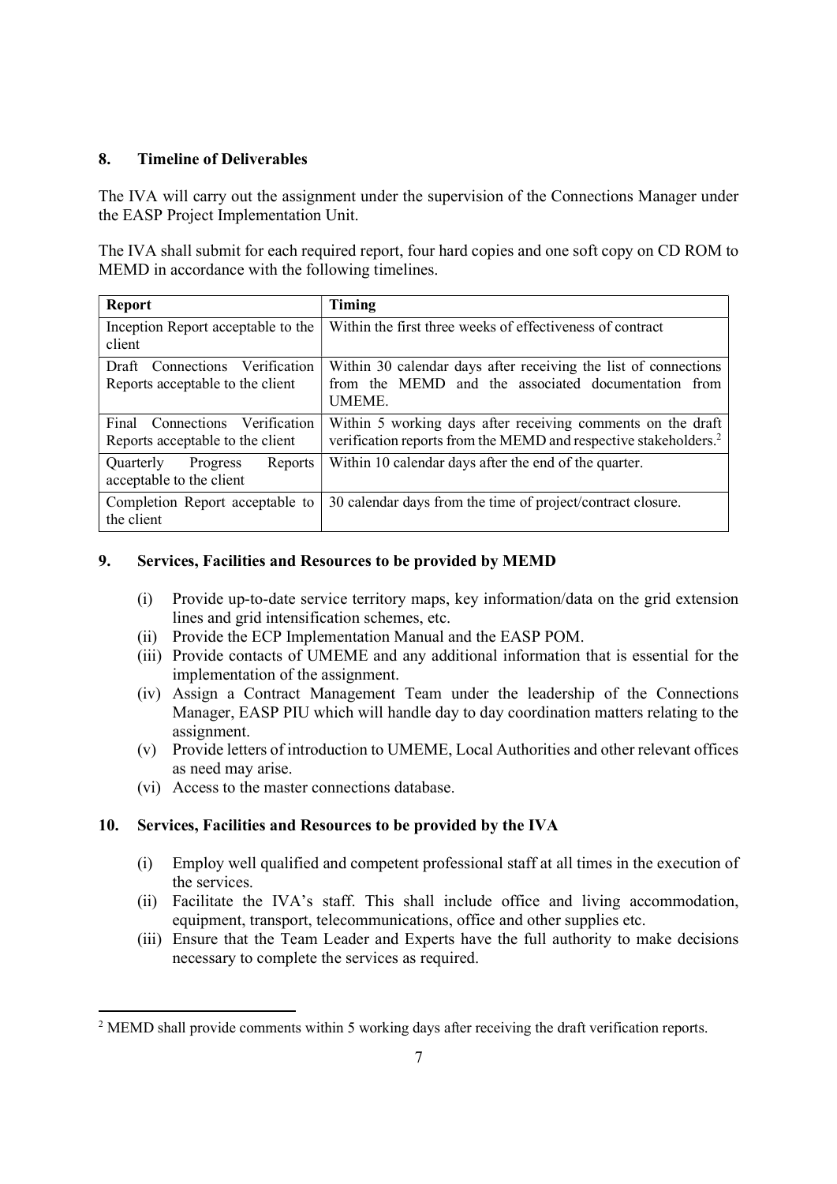## 8. Timeline of Deliverables

The IVA will carry out the assignment under the supervision of the Connections Manager under the EASP Project Implementation Unit.

The IVA shall submit for each required report, four hard copies and one soft copy on CD ROM to MEMD in accordance with the following timelines.

| Report | Timing |
| --- | --- |
| Inception Report acceptable to the client | Within the first three weeks of effectiveness of contract |
| Draft Connections Verification Reports acceptable to the client | Within 30 calendar days after receiving the list of connections from the MEMD and the associated documentation from UMEME. |
| Final Connections Verification Reports acceptable to the client | Within 5 working days after receiving comments on the draft verification reports from the MEMD and respective stakeholders.[2] |
| Quarterly Progress Reports acceptable to the client | Within 10 calendar days after the end of the quarter. |
| Completion Report acceptable to the client | 30 calendar days from the time of project/contract closure. |

## 9. Services, Facilities and Resources to be provided by MEMD

(i) Provide up-to-date service territory maps, key information/data on the grid extension lines and grid intensification schemes, etc.
(ii) Provide the ECP Implementation Manual and the EASP POM.
(iii) Provide contacts of UMEME and any additional information that is essential for the implementation of the assignment.
(iv) Assign a Contract Management Team under the leadership of the Connections Manager, EASP PIU which will handle day to day coordination matters relating to the assignment.
(v) Provide letters of introduction to UMEME, Local Authorities and other relevant offices as need may arise.
(vi) Access to the master connections database.

## 10. Services, Facilities and Resources to be provided by the IVA

(i) Employ well qualified and competent professional staff at all times in the execution of the services.
(ii) Facilitate the IVA's staff. This shall include office and living accommodation, equipment, transport, telecommunications, office and other supplies etc.
(iii) Ensure that the Team Leader and Experts have the full authority to make decisions necessary to complete the services as required.

[2] MEMD shall provide comments within 5 working days after receiving the draft verification reports.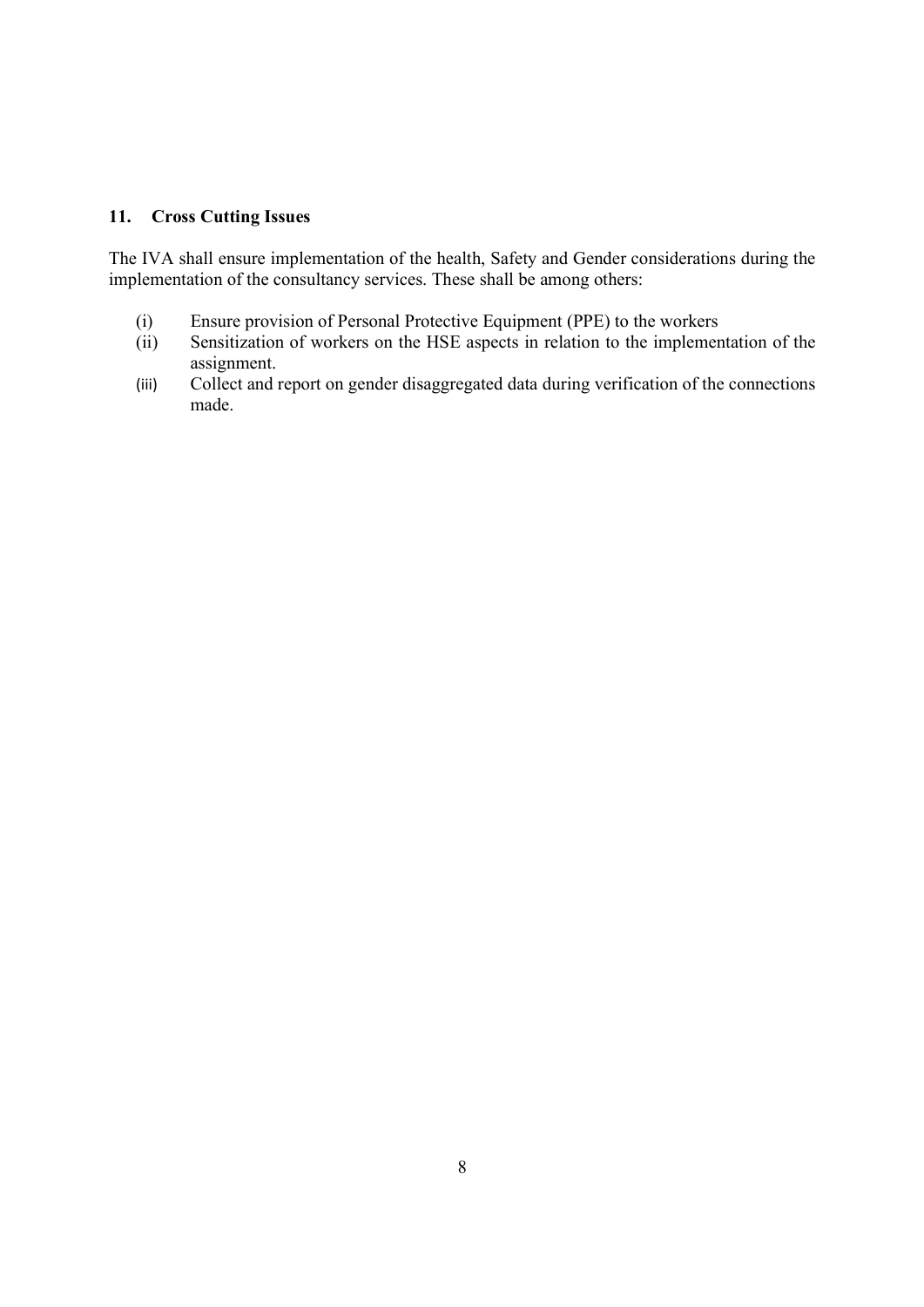## 11. Cross Cutting Issues

The IVA shall ensure implementation of the health, Safety and Gender considerations during the implementation of the consultancy services. These shall be among others:

(i) Ensure provision of Personal Protective Equipment (PPE) to the workers
(ii) Sensitization of workers on the HSE aspects in relation to the implementation of the assignment.
(iii) Collect and report on gender disaggregated data during verification of the connections made.